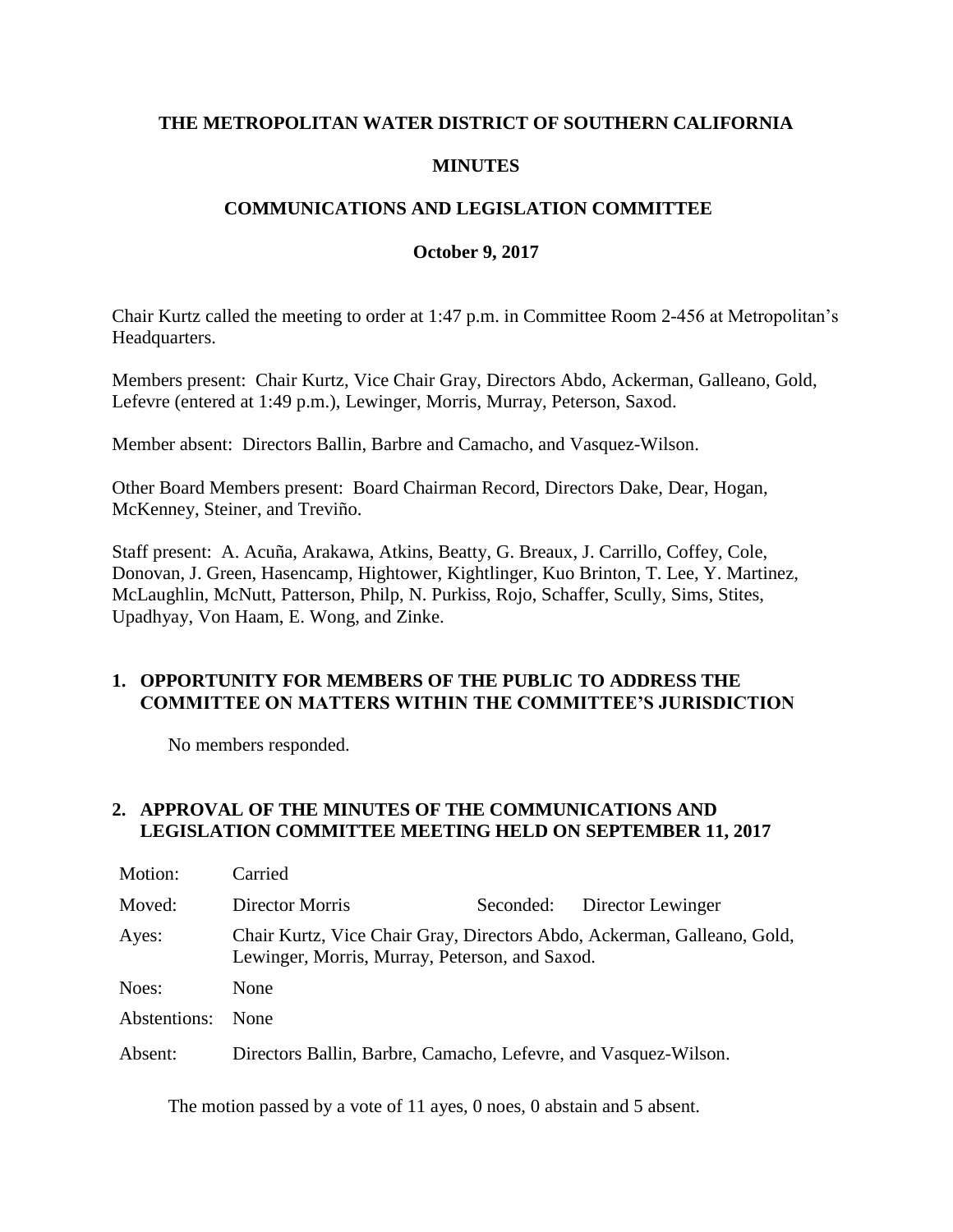**THE METROPOLITAN WATER DISTRICT OF SOUTHERN CALIFORNIA**

**MINUTES**

**COMMUNICATIONS AND LEGISLATION COMMITTEE**

**October 9, 2017**

Chair Kurtz called the meeting to order at 1:47 p.m. in Committee Room 2-456 at Metropolitan's Headquarters.

Members present: Chair Kurtz, Vice Chair Gray, Directors Abdo, Ackerman, Galleano, Gold, Lefevre (entered at 1:49 p.m.), Lewinger, Morris, Murray, Peterson, Saxod.

Member absent: Directors Ballin, Barbre and Camacho, and Vasquez-Wilson.

Other Board Members present: Board Chairman Record, Directors Dake, Dear, Hogan, McKenney, Steiner, and Treviño.

Staff present: A. Acuña, Arakawa, Atkins, Beatty, G. Breaux, J. Carrillo, Coffey, Cole, Donovan, J. Green, Hasencamp, Hightower, Kightlinger, Kuo Brinton, T. Lee, Y. Martinez, McLaughlin, McNutt, Patterson, Philp, N. Purkiss, Rojo, Schaffer, Scully, Sims, Stites, Upadhyay, Von Haam, E. Wong, and Zinke.

## 1. OPPORTUNITY FOR MEMBERS OF THE PUBLIC TO ADDRESS THE COMMITTEE ON MATTERS WITHIN THE COMMITTEE'S JURISDICTION

No members responded.

## 2. APPROVAL OF THE MINUTES OF THE COMMUNICATIONS AND LEGISLATION COMMITTEE MEETING HELD ON SEPTEMBER 11, 2017

| | | | |
|---|---|---|---|
| Motion: | Carried | | |
| Moved: | Director Morris | Seconded: | Director Lewinger |
| Ayes: | Chair Kurtz, Vice Chair Gray, Directors Abdo, Ackerman, Galleano, Gold, Lewinger, Morris, Murray, Peterson, and Saxod. | | |
| Noes: | None | | |
| Abstentions: | None | | |
| Absent: | Directors Ballin, Barbre, Camacho, Lefevre, and Vasquez-Wilson. | | |

The motion passed by a vote of 11 ayes, 0 noes, 0 abstain and 5 absent.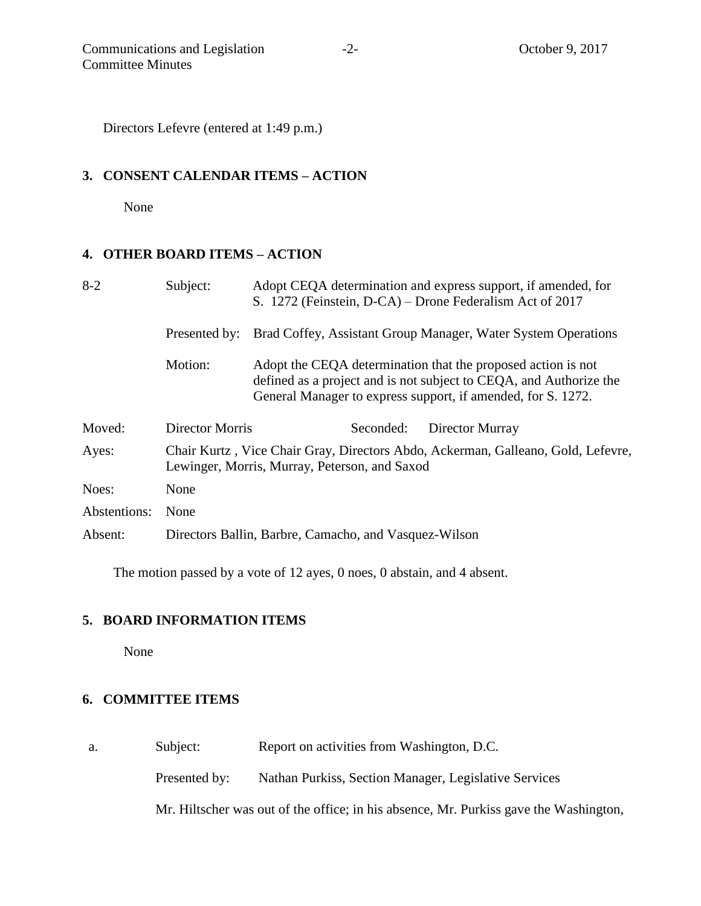Directors Lefevre (entered at 1:49 p.m.)

## 3. CONSENT CALENDAR ITEMS – ACTION

None

## 4. OTHER BOARD ITEMS – ACTION

8-2 Subject: Adopt CEQA determination and express support, if amended, for S. 1272 (Feinstein, D-CA) – Drone Federalism Act of 2017

Presented by: Brad Coffey, Assistant Group Manager, Water System Operations

Motion: Adopt the CEQA determination that the proposed action is not defined as a project and is not subject to CEQA, and Authorize the General Manager to express support, if amended, for S. 1272.

Moved: Director Morris Seconded: Director Murray

Ayes: Chair Kurtz , Vice Chair Gray, Directors Abdo, Ackerman, Galleano, Gold, Lefevre, Lewinger, Morris, Murray, Peterson, and Saxod

Noes: None

Abstentions: None

Absent: Directors Ballin, Barbre, Camacho, and Vasquez-Wilson

The motion passed by a vote of 12 ayes, 0 noes, 0 abstain, and 4 absent.

## 5. BOARD INFORMATION ITEMS

None

## 6. COMMITTEE ITEMS

a. Subject: Report on activities from Washington, D.C.

Presented by: Nathan Purkiss, Section Manager, Legislative Services

Mr. Hiltscher was out of the office; in his absence, Mr. Purkiss gave the Washington,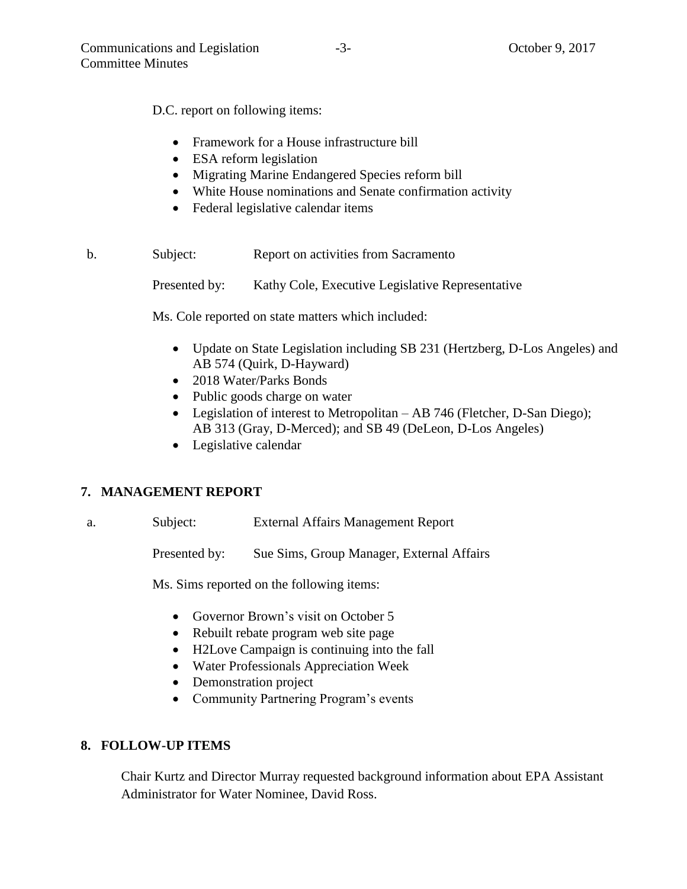D.C. report on following items:

- Framework for a House infrastructure bill
- ESA reform legislation
- Migrating Marine Endangered Species reform bill
- White House nominations and Senate confirmation activity
- Federal legislative calendar items

b. Subject: Report on activities from Sacramento

Presented by: Kathy Cole, Executive Legislative Representative

Ms. Cole reported on state matters which included:

- Update on State Legislation including SB 231 (Hertzberg, D-Los Angeles) and AB 574 (Quirk, D-Hayward)
- 2018 Water/Parks Bonds
- Public goods charge on water
- Legislation of interest to Metropolitan – AB 746 (Fletcher, D-San Diego); AB 313 (Gray, D-Merced); and SB 49 (DeLeon, D-Los Angeles)
- Legislative calendar

## 7. MANAGEMENT REPORT

a. Subject: External Affairs Management Report

Presented by: Sue Sims, Group Manager, External Affairs

Ms. Sims reported on the following items:

- Governor Brown's visit on October 5
- Rebuilt rebate program web site page
- H2Love Campaign is continuing into the fall
- Water Professionals Appreciation Week
- Demonstration project
- Community Partnering Program's events

## 8. FOLLOW-UP ITEMS

Chair Kurtz and Director Murray requested background information about EPA Assistant Administrator for Water Nominee, David Ross.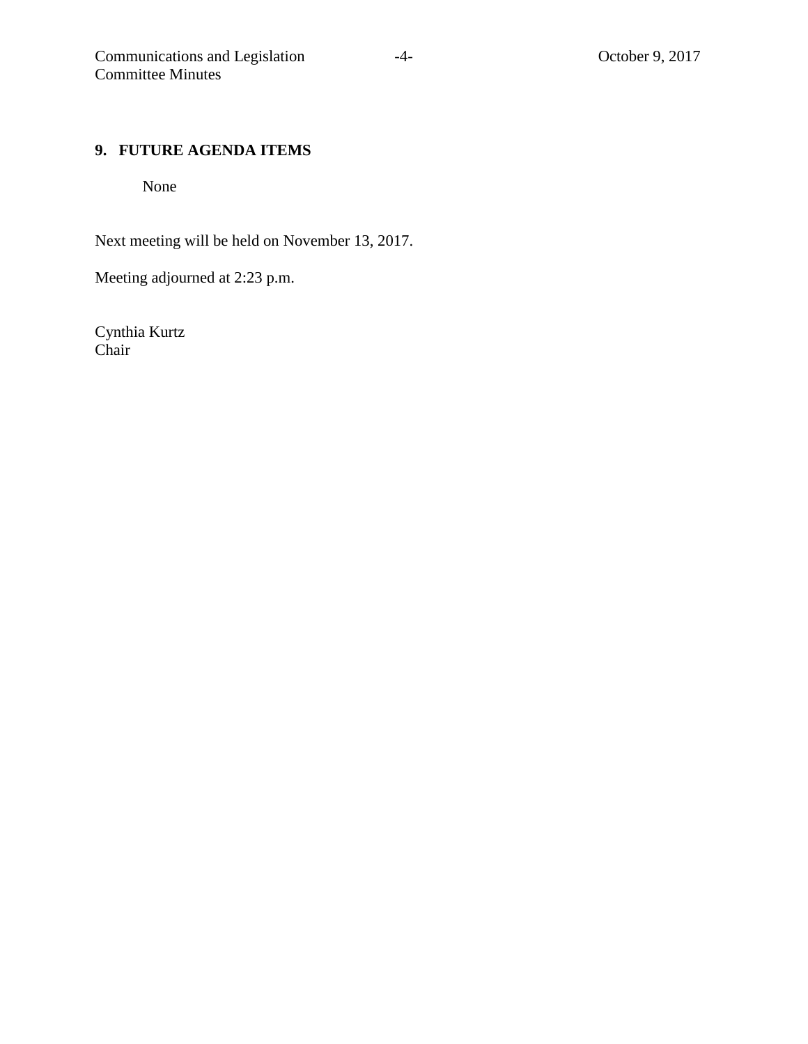## 9. FUTURE AGENDA ITEMS

None

Next meeting will be held on November 13, 2017.

Meeting adjourned at 2:23 p.m.

Cynthia Kurtz
Chair